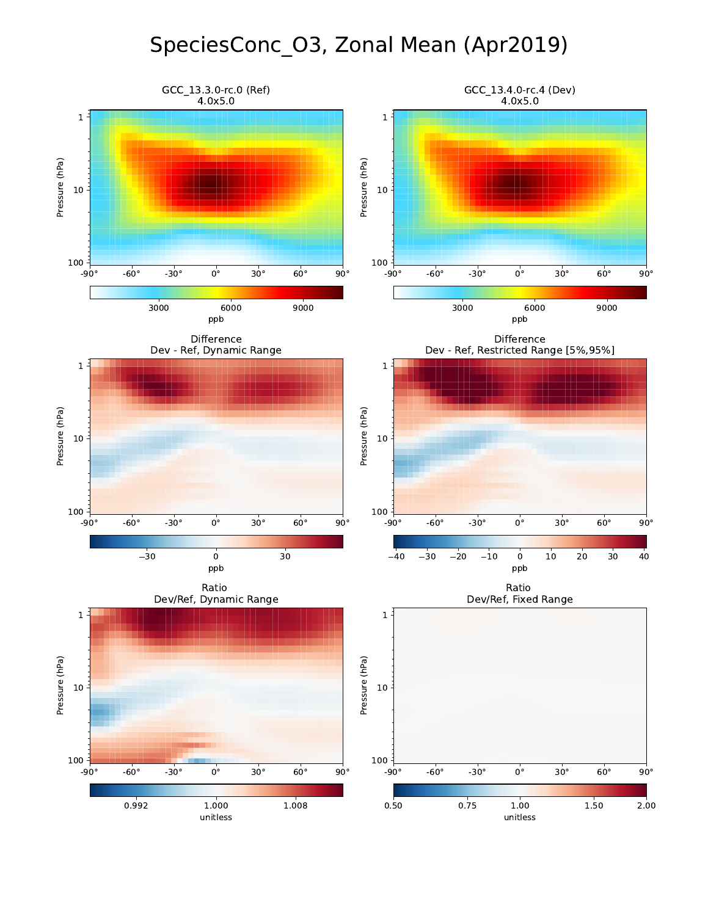# SpeciesConc_O3, Zonal Mean (Apr2019)

GCC_13.3.0-rc.0 (Ref)
4.0x5.0

GCC_13.4.0-rc.4 (Dev)
4.0x5.0

Difference
Dev - Ref, Dynamic Range

Difference
Dev - Ref, Restricted Range [5%,95%]

Ratio
Dev/Ref, Dynamic Range

Ratio
Dev/Ref, Fixed Range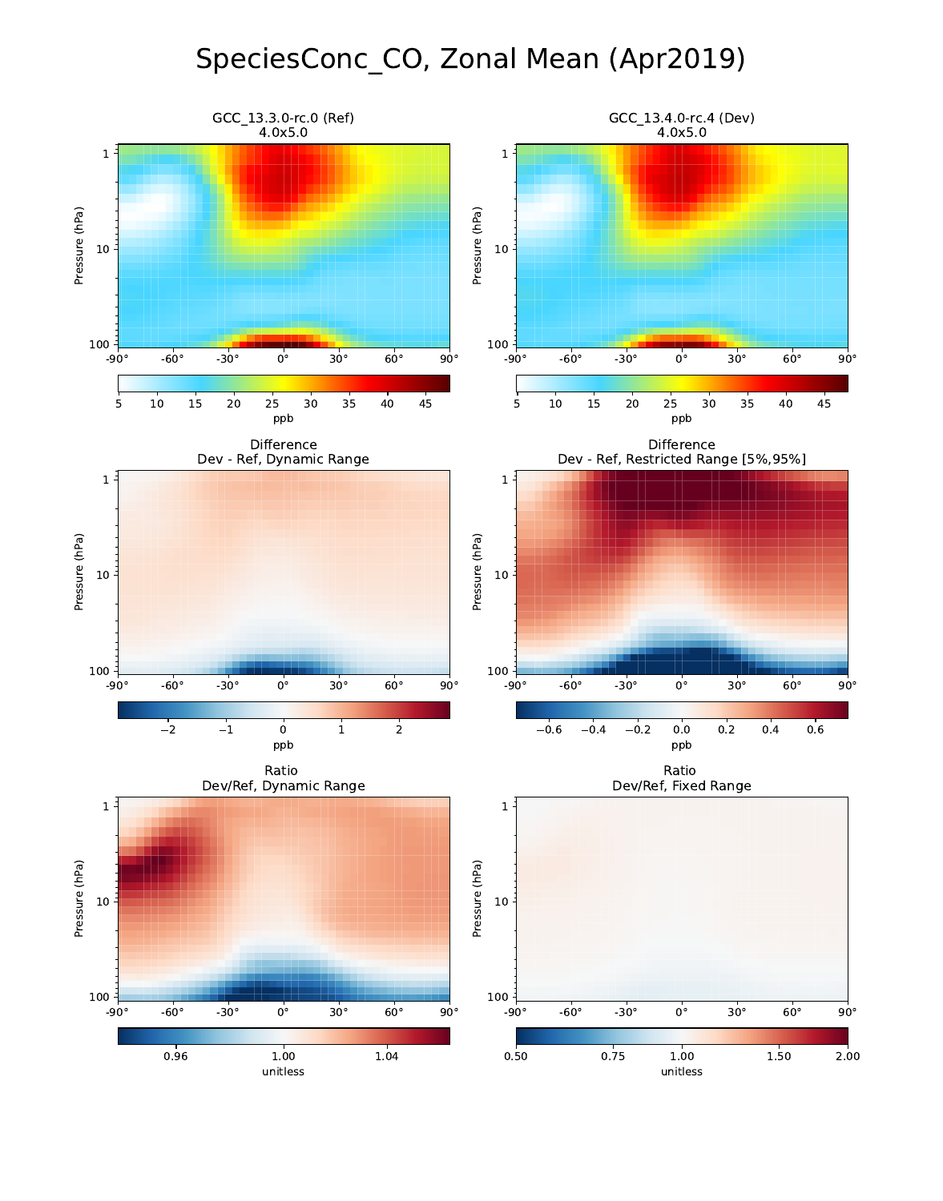# SpeciesConc_CO, Zonal Mean (Apr2019)

GCC_13.3.0-rc.0 (Ref)
4.0x5.0

GCC_13.4.0-rc.4 (Dev)
4.0x5.0

Difference
Dev - Ref, Dynamic Range

Difference
Dev - Ref, Restricted Range [5%,95%]

Ratio
Dev/Ref, Dynamic Range

Ratio
Dev/Ref, Fixed Range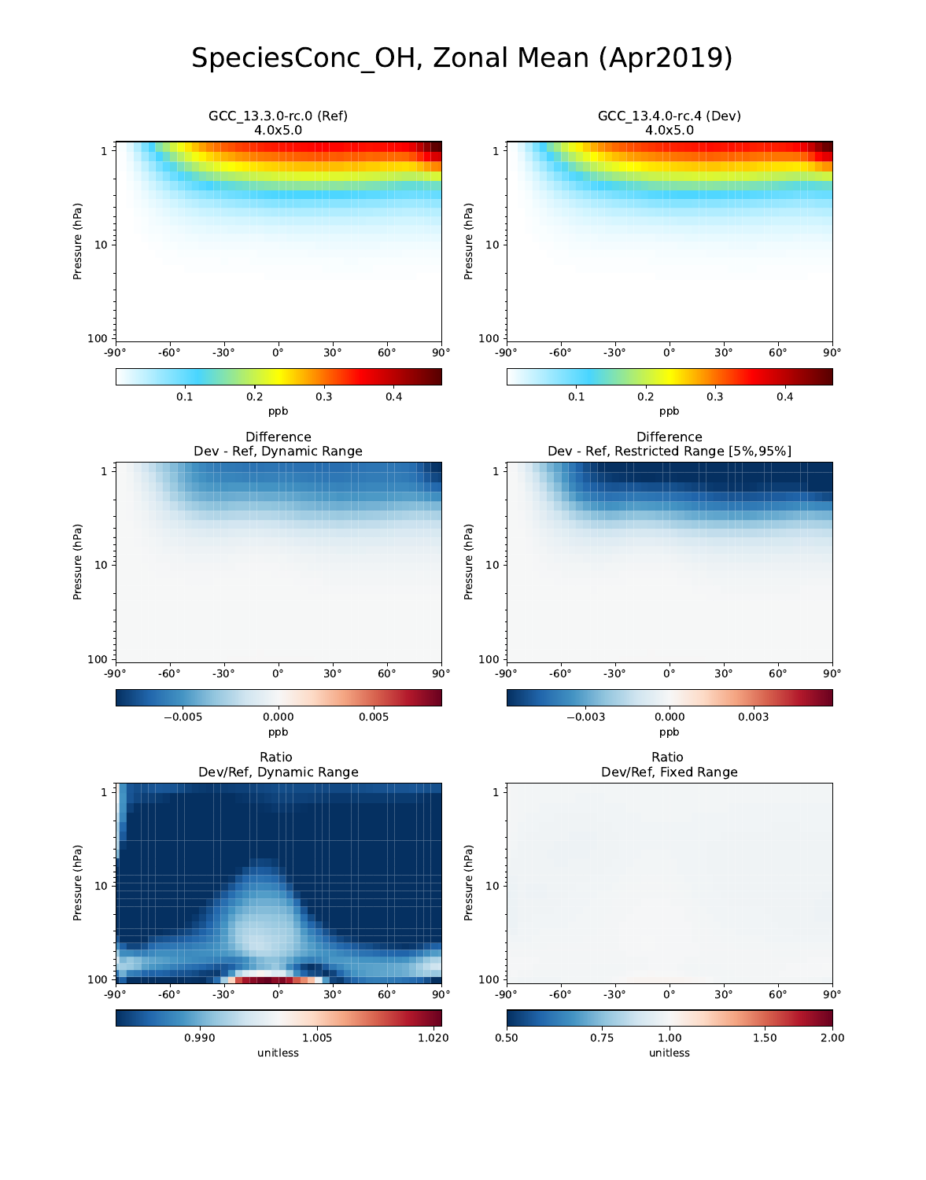# SpeciesConc_OH, Zonal Mean (Apr2019)

GCC_13.3.0-rc.0 (Ref)
4.0x5.0

GCC_13.4.0-rc.4 (Dev)
4.0x5.0

Difference
Dev - Ref, Dynamic Range

Difference
Dev - Ref, Restricted Range [5%,95%]

Ratio
Dev/Ref, Dynamic Range

Ratio
Dev/Ref, Fixed Range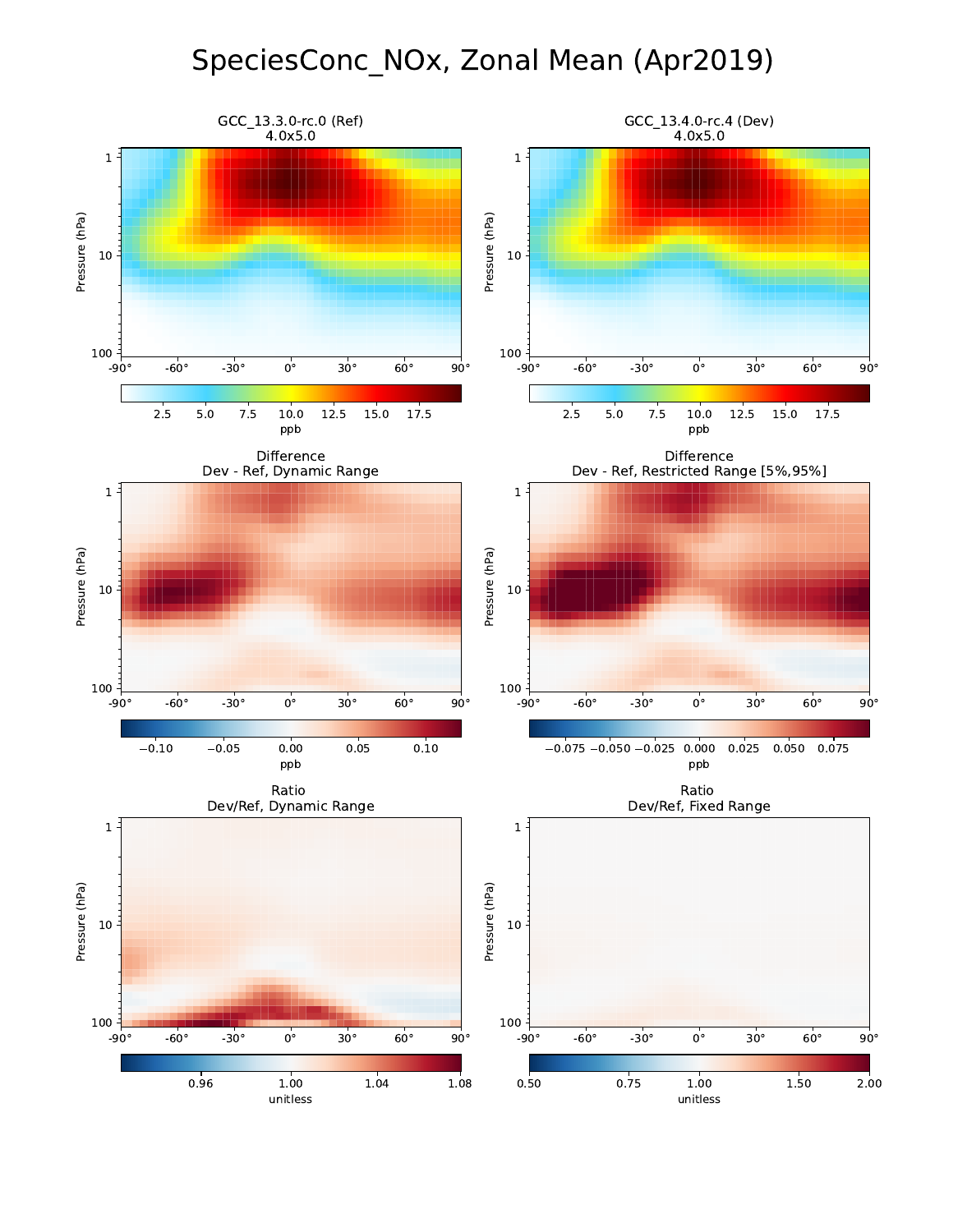# SpeciesConc_NOx, Zonal Mean (Apr2019)

GCC_13.3.0-rc.0 (Ref)
4.0x5.0

Pressure (hPa)
1
10
100
-90° -60° -30° 0° 30° 60° 90°

2.5 5.0 7.5 10.0 12.5 15.0 17.5
ppb

GCC_13.4.0-rc.4 (Dev)
4.0x5.0

Pressure (hPa)
1
10
100
-90° -60° -30° 0° 30° 60° 90°

2.5 5.0 7.5 10.0 12.5 15.0 17.5
ppb

Difference
Dev - Ref, Dynamic Range

Pressure (hPa)
1
10
100
-90° -60° -30° 0° 30° 60° 90°

−0.10 −0.05 0.00 0.05 0.10
ppb

Difference
Dev - Ref, Restricted Range [5%,95%]

Pressure (hPa)
1
10
100
-90° -60° -30° 0° 30° 60° 90°

−0.075 −0.050 −0.025 0.000 0.025 0.050 0.075
ppb

Ratio
Dev/Ref, Dynamic Range

Pressure (hPa)
1
10
100
-90° -60° -30° 0° 30° 60° 90°

0.96 1.00 1.04 1.08
unitless

Ratio
Dev/Ref, Fixed Range

Pressure (hPa)
1
10
100
-90° -60° -30° 0° 30° 60° 90°

0.50 0.75 1.00 1.50 2.00
unitless